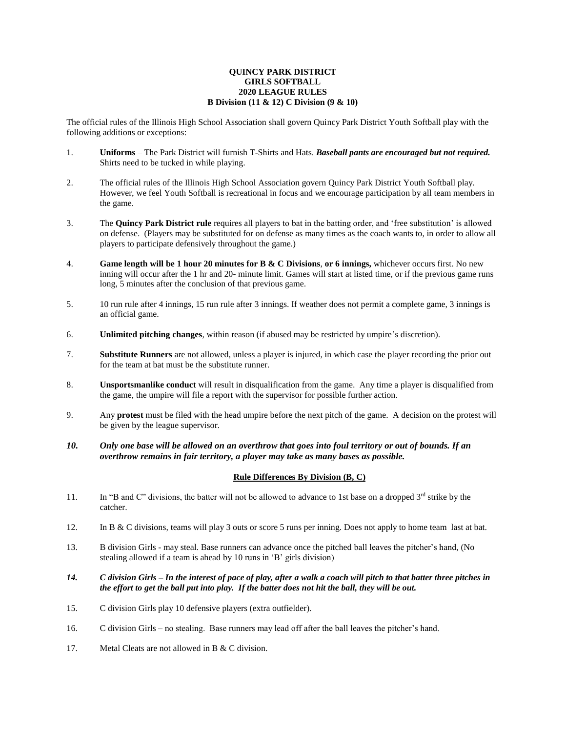# QUINCY PARK DISTRICT
# GIRLS SOFTBALL
# 2020 LEAGUE RULES
# B Division (11 & 12) C Division (9 & 10)

The official rules of the Illinois High School Association shall govern Quincy Park District Youth Softball play with the following additions or exceptions:

1. **Uniforms** – The Park District will furnish T-Shirts and Hats. ***Baseball pants are encouraged but not required.*** Shirts need to be tucked in while playing.

2. The official rules of the Illinois High School Association govern Quincy Park District Youth Softball play. However, we feel Youth Softball is recreational in focus and we encourage participation by all team members in the game.

3. The **Quincy Park District rule** requires all players to bat in the batting order, and 'free substitution' is allowed on defense. (Players may be substituted for on defense as many times as the coach wants to, in order to allow all players to participate defensively throughout the game.)

4. **Game length will be 1 hour 20 minutes for B & C Divisions**, **or 6 innings,** whichever occurs first. No new inning will occur after the 1 hr and 20- minute limit. Games will start at listed time, or if the previous game runs long, 5 minutes after the conclusion of that previous game.

5. 10 run rule after 4 innings, 15 run rule after 3 innings. If weather does not permit a complete game, 3 innings is an official game.

6. **Unlimited pitching changes**, within reason (if abused may be restricted by umpire's discretion).

7. **Substitute Runners** are not allowed, unless a player is injured, in which case the player recording the prior out for the team at bat must be the substitute runner.

8. **Unsportsmanlike conduct** will result in disqualification from the game. Any time a player is disqualified from the game, the umpire will file a report with the supervisor for possible further action.

9. Any **protest** must be filed with the head umpire before the next pitch of the game. A decision on the protest will be given by the league supervisor.

10. ***Only one base will be allowed on an overthrow that goes into foul territory or out of bounds. If an overthrow remains in fair territory, a player may take as many bases as possible.***

## Rule Differences By Division (B, C)

11. In "B and C" divisions, the batter will not be allowed to advance to 1st base on a dropped 3rd strike by the catcher.

12. In B & C divisions, teams will play 3 outs or score 5 runs per inning. Does not apply to home team last at bat.

13. B division Girls - may steal. Base runners can advance once the pitched ball leaves the pitcher's hand, (No stealing allowed if a team is ahead by 10 runs in 'B' girls division)

14. ***C division Girls – In the interest of pace of play, after a walk a coach will pitch to that batter three pitches in the effort to get the ball put into play. If the batter does not hit the ball, they will be out.***

15. C division Girls play 10 defensive players (extra outfielder).

16. C division Girls – no stealing. Base runners may lead off after the ball leaves the pitcher's hand.

17. Metal Cleats are not allowed in B & C division.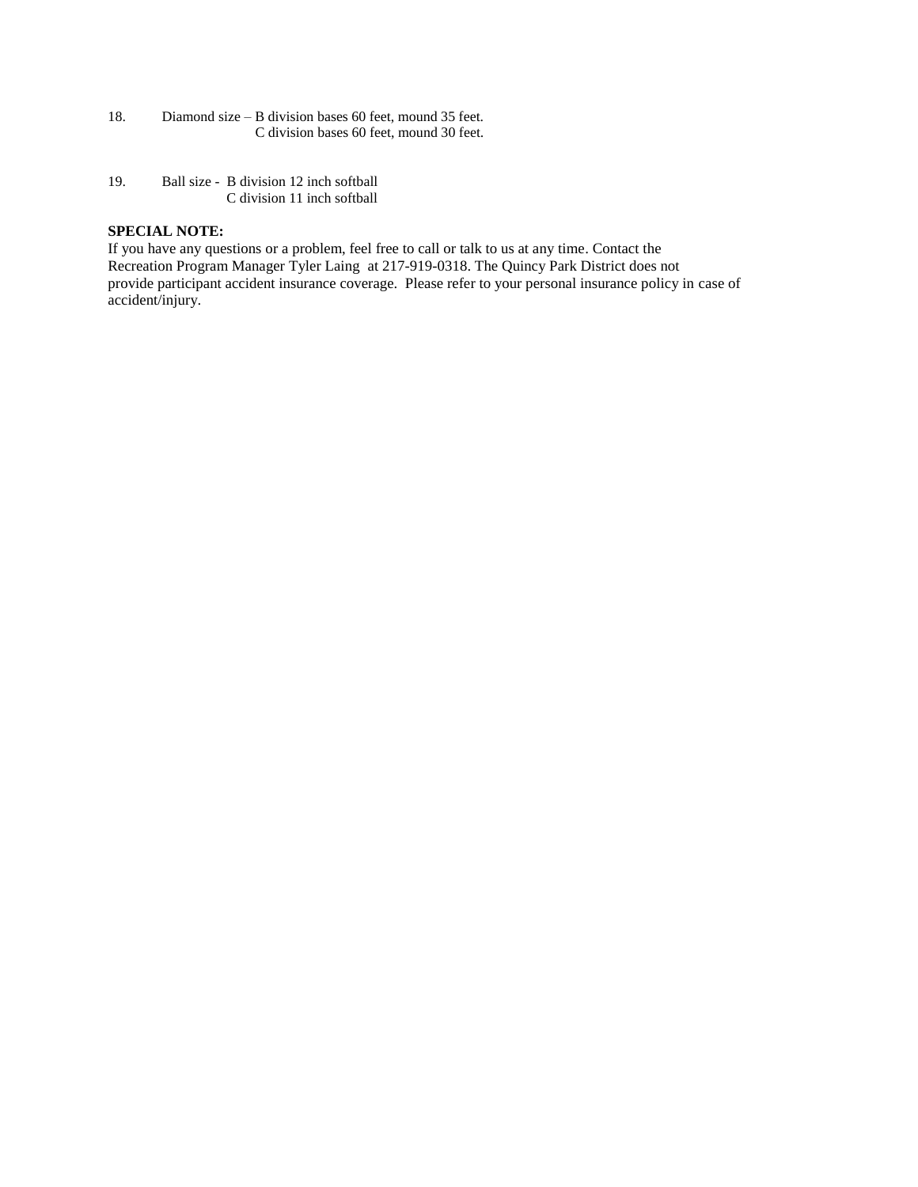18. Diamond size – B division bases 60 feet, mound 35 feet.
    C division bases 60 feet, mound 30 feet.

19. Ball size - B division 12 inch softball
    C division 11 inch softball

**SPECIAL NOTE:**

If you have any questions or a problem, feel free to call or talk to us at any time. Contact the Recreation Program Manager Tyler Laing at 217-919-0318. The Quincy Park District does not provide participant accident insurance coverage. Please refer to your personal insurance policy in case of accident/injury.